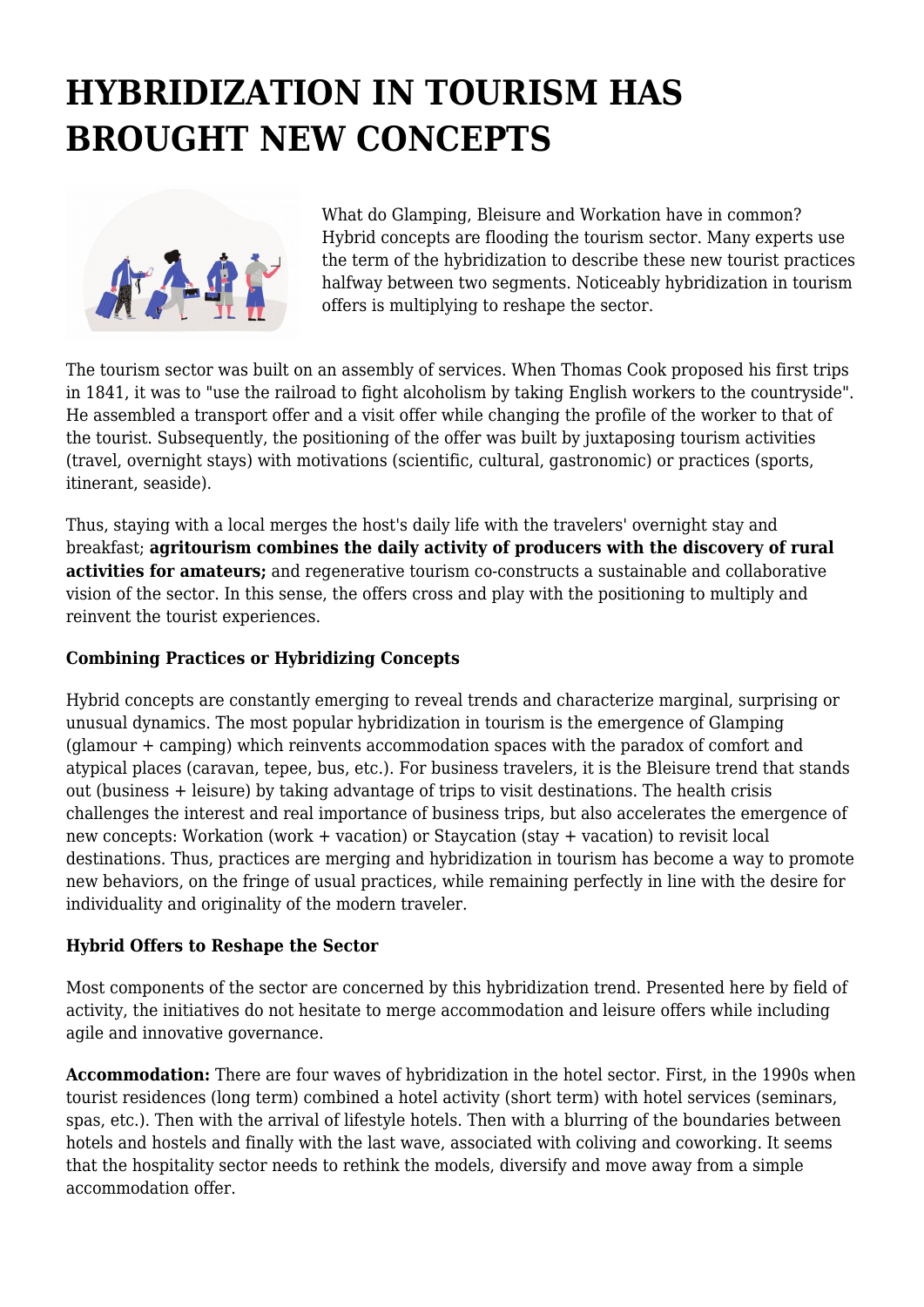# HYBRIDIZATION IN TOURISM HAS BROUGHT NEW CONCEPTS

What do Glamping, Bleisure and Workation have in common? Hybrid concepts are flooding the tourism sector. Many experts use the term of the hybridization to describe these new tourist practices halfway between two segments. Noticeably hybridization in tourism offers is multiplying to reshape the sector.

The tourism sector was built on an assembly of services. When Thomas Cook proposed his first trips in 1841, it was to "use the railroad to fight alcoholism by taking English workers to the countryside". He assembled a transport offer and a visit offer while changing the profile of the worker to that of the tourist. Subsequently, the positioning of the offer was built by juxtaposing tourism activities (travel, overnight stays) with motivations (scientific, cultural, gastronomic) or practices (sports, itinerant, seaside).

Thus, staying with a local merges the host's daily life with the travelers' overnight stay and breakfast; **agritourism combines the daily activity of producers with the discovery of rural activities for amateurs;** and regenerative tourism co-constructs a sustainable and collaborative vision of the sector. In this sense, the offers cross and play with the positioning to multiply and reinvent the tourist experiences.

### Combining Practices or Hybridizing Concepts

Hybrid concepts are constantly emerging to reveal trends and characterize marginal, surprising or unusual dynamics. The most popular hybridization in tourism is the emergence of Glamping (glamour + camping) which reinvents accommodation spaces with the paradox of comfort and atypical places (caravan, tepee, bus, etc.). For business travelers, it is the Bleisure trend that stands out (business + leisure) by taking advantage of trips to visit destinations. The health crisis challenges the interest and real importance of business trips, but also accelerates the emergence of new concepts: Workation (work + vacation) or Staycation (stay + vacation) to revisit local destinations. Thus, practices are merging and hybridization in tourism has become a way to promote new behaviors, on the fringe of usual practices, while remaining perfectly in line with the desire for individuality and originality of the modern traveler.

### Hybrid Offers to Reshape the Sector

Most components of the sector are concerned by this hybridization trend. Presented here by field of activity, the initiatives do not hesitate to merge accommodation and leisure offers while including agile and innovative governance.

**Accommodation:** There are four waves of hybridization in the hotel sector. First, in the 1990s when tourist residences (long term) combined a hotel activity (short term) with hotel services (seminars, spas, etc.). Then with the arrival of lifestyle hotels. Then with a blurring of the boundaries between hotels and hostels and finally with the last wave, associated with coliving and coworking. It seems that the hospitality sector needs to rethink the models, diversify and move away from a simple accommodation offer.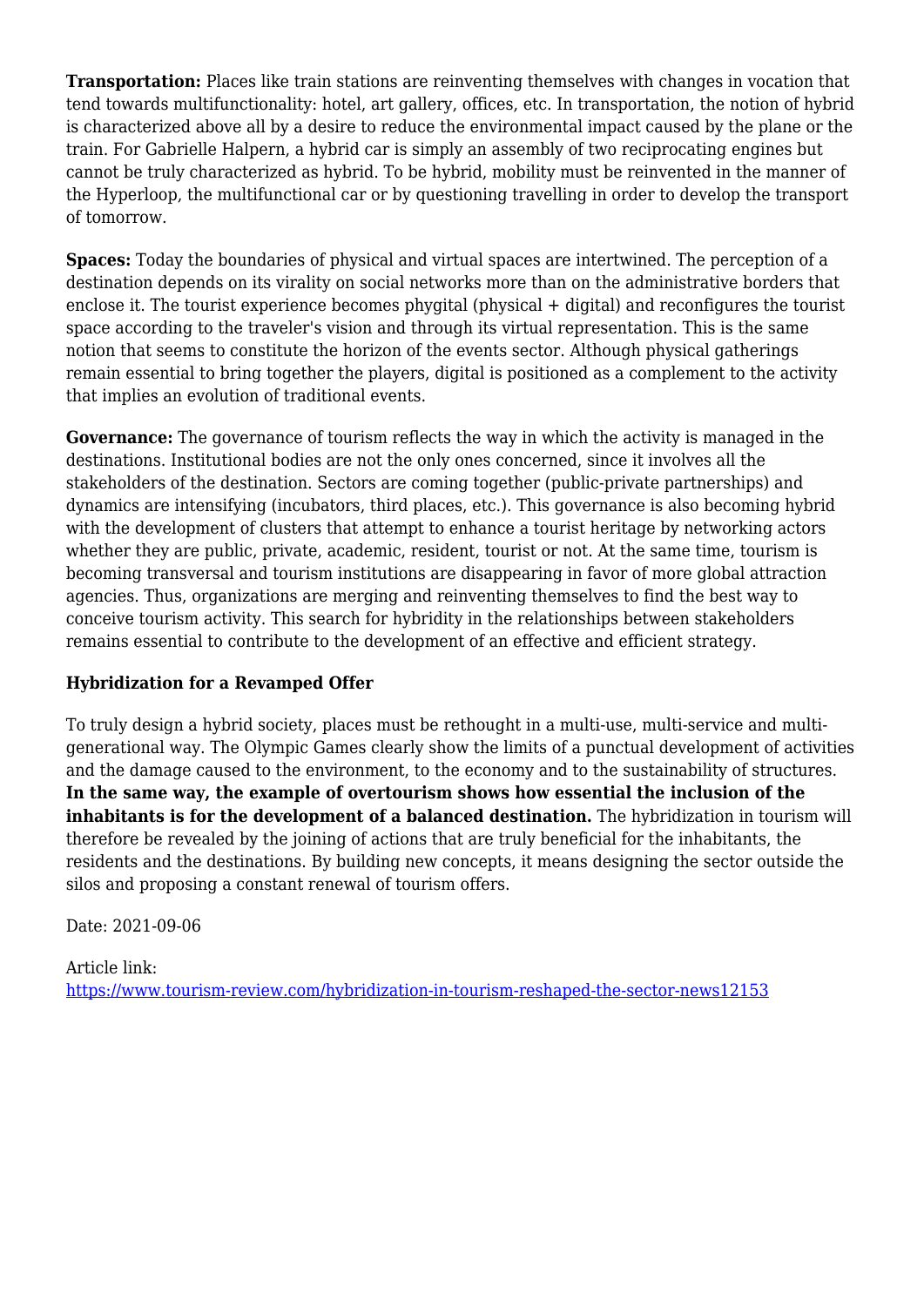**Transportation:** Places like train stations are reinventing themselves with changes in vocation that tend towards multifunctionality: hotel, art gallery, offices, etc. In transportation, the notion of hybrid is characterized above all by a desire to reduce the environmental impact caused by the plane or the train. For Gabrielle Halpern, a hybrid car is simply an assembly of two reciprocating engines but cannot be truly characterized as hybrid. To be hybrid, mobility must be reinvented in the manner of the Hyperloop, the multifunctional car or by questioning travelling in order to develop the transport of tomorrow.

**Spaces:** Today the boundaries of physical and virtual spaces are intertwined. The perception of a destination depends on its virality on social networks more than on the administrative borders that enclose it. The tourist experience becomes phygital (physical + digital) and reconfigures the tourist space according to the traveler's vision and through its virtual representation. This is the same notion that seems to constitute the horizon of the events sector. Although physical gatherings remain essential to bring together the players, digital is positioned as a complement to the activity that implies an evolution of traditional events.

**Governance:** The governance of tourism reflects the way in which the activity is managed in the destinations. Institutional bodies are not the only ones concerned, since it involves all the stakeholders of the destination. Sectors are coming together (public-private partnerships) and dynamics are intensifying (incubators, third places, etc.). This governance is also becoming hybrid with the development of clusters that attempt to enhance a tourist heritage by networking actors whether they are public, private, academic, resident, tourist or not. At the same time, tourism is becoming transversal and tourism institutions are disappearing in favor of more global attraction agencies. Thus, organizations are merging and reinventing themselves to find the best way to conceive tourism activity. This search for hybridity in the relationships between stakeholders remains essential to contribute to the development of an effective and efficient strategy.

### Hybridization for a Revamped Offer

To truly design a hybrid society, places must be rethought in a multi-use, multi-service and multi-generational way. The Olympic Games clearly show the limits of a punctual development of activities and the damage caused to the environment, to the economy and to the sustainability of structures. **In the same way, the example of overtourism shows how essential the inclusion of the inhabitants is for the development of a balanced destination.** The hybridization in tourism will therefore be revealed by the joining of actions that are truly beneficial for the inhabitants, the residents and the destinations. By building new concepts, it means designing the sector outside the silos and proposing a constant renewal of tourism offers.

Date: 2021-09-06

Article link:
[https://www.tourism-review.com/hybridization-in-tourism-reshaped-the-sector-news12153](https://www.tourism-review.com/hybridization-in-tourism-reshaped-the-sector-news12153)